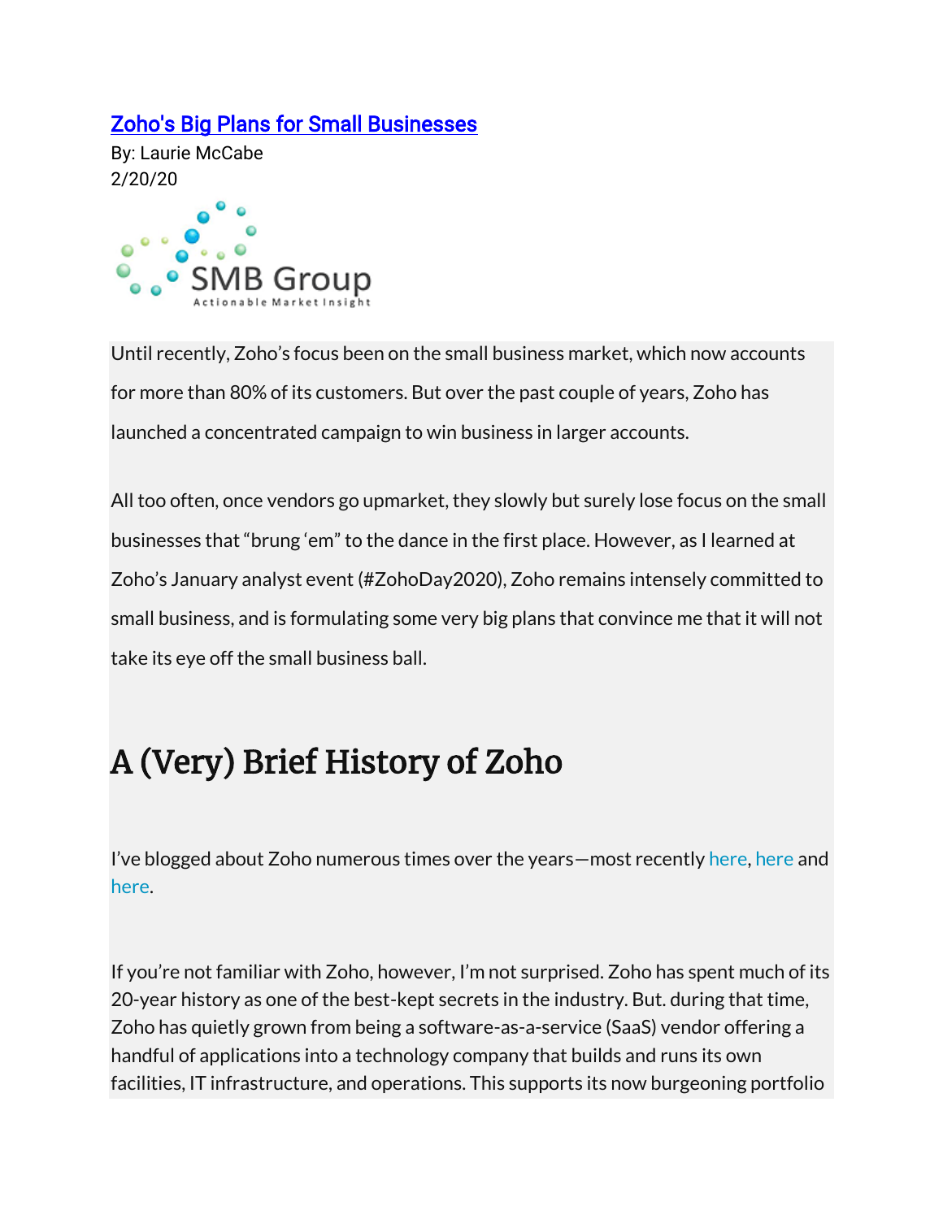[Zoho's Big Plans for Small Businesses]

By: Laurie McCabe

2/20/20

SMB Group

Actionable Market Insight

Until recently, Zoho's focus been on the small business market, which now accounts for more than 80% of its customers. But over the past couple of years, Zoho has launched a concentrated campaign to win business in larger accounts.

All too often, once vendors go upmarket, they slowly but surely lose focus on the small businesses that "brung 'em" to the dance in the first place. However, as I learned at Zoho's January analyst event (#ZohoDay2020), Zoho remains intensely committed to small business, and is formulating some very big plans that convince me that it will not take its eye off the small business ball.

# A (Very) Brief History of Zoho

I've blogged about Zoho numerous times over the years—most recently here, here and here.

If you're not familiar with Zoho, however, I'm not surprised. Zoho has spent much of its 20-year history as one of the best-kept secrets in the industry. But. during that time, Zoho has quietly grown from being a software-as-a-service (SaaS) vendor offering a handful of applications into a technology company that builds and runs its own facilities, IT infrastructure, and operations. This supports its now burgeoning portfolio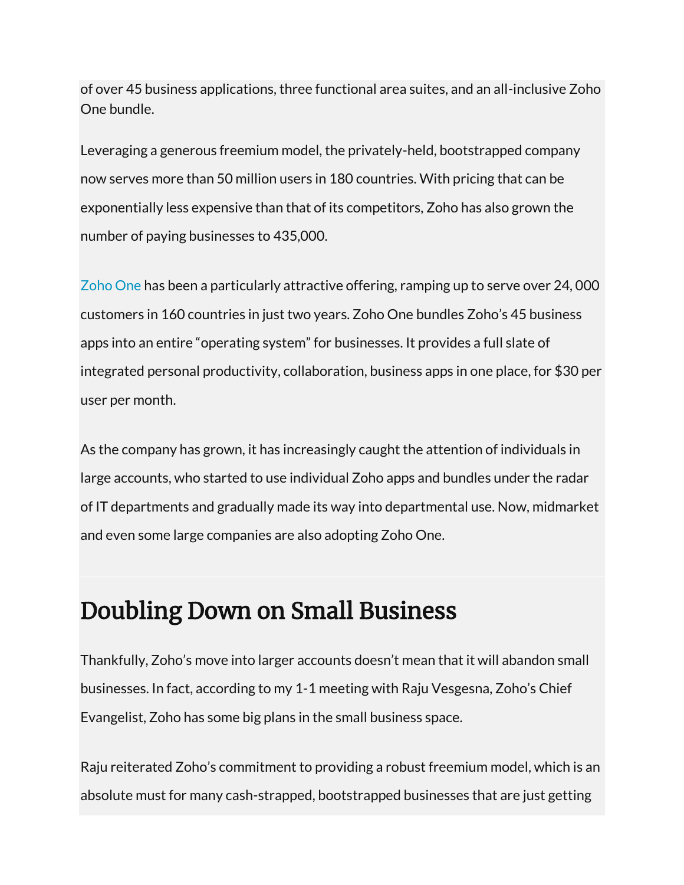of over 45 business applications, three functional area suites, and an all-inclusive Zoho One bundle.

Leveraging a generous freemium model, the privately-held, bootstrapped company now serves more than 50 million users in 180 countries. With pricing that can be exponentially less expensive than that of its competitors, Zoho has also grown the number of paying businesses to 435,000.

Zoho One has been a particularly attractive offering, ramping up to serve over 24, 000 customers in 160 countries in just two years. Zoho One bundles Zoho's 45 business apps into an entire "operating system" for businesses. It provides a full slate of integrated personal productivity, collaboration, business apps in one place, for $30 per user per month.

As the company has grown, it has increasingly caught the attention of individuals in large accounts, who started to use individual Zoho apps and bundles under the radar of IT departments and gradually made its way into departmental use. Now, midmarket and even some large companies are also adopting Zoho One.

## Doubling Down on Small Business

Thankfully, Zoho's move into larger accounts doesn't mean that it will abandon small businesses. In fact, according to my 1-1 meeting with Raju Vesgesna, Zoho's Chief Evangelist, Zoho has some big plans in the small business space.

Raju reiterated Zoho's commitment to providing a robust freemium model, which is an absolute must for many cash-strapped, bootstrapped businesses that are just getting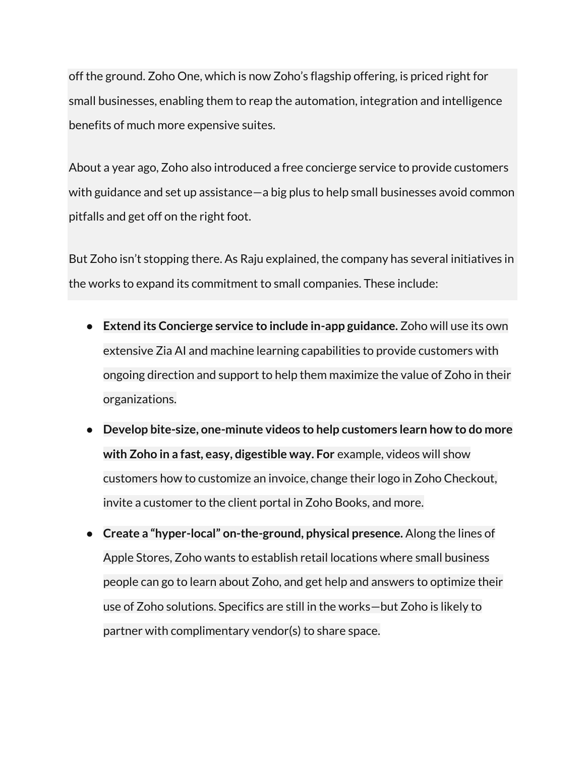off the ground. Zoho One, which is now Zoho's flagship offering, is priced right for small businesses, enabling them to reap the automation, integration and intelligence benefits of much more expensive suites.

About a year ago, Zoho also introduced a free concierge service to provide customers with guidance and set up assistance—a big plus to help small businesses avoid common pitfalls and get off on the right foot.

But Zoho isn't stopping there. As Raju explained, the company has several initiatives in the works to expand its commitment to small companies. These include:

- **Extend its Concierge service to include in-app guidance.** Zoho will use its own extensive Zia AI and machine learning capabilities to provide customers with ongoing direction and support to help them maximize the value of Zoho in their organizations.
- **Develop bite-size, one-minute videos to help customers learn how to do more with Zoho in a fast, easy, digestible way. For** example, videos will show customers how to customize an invoice, change their logo in Zoho Checkout, invite a customer to the client portal in Zoho Books, and more.
- **Create a "hyper-local" on-the-ground, physical presence.** Along the lines of Apple Stores, Zoho wants to establish retail locations where small business people can go to learn about Zoho, and get help and answers to optimize their use of Zoho solutions. Specifics are still in the works—but Zoho is likely to partner with complimentary vendor(s) to share space.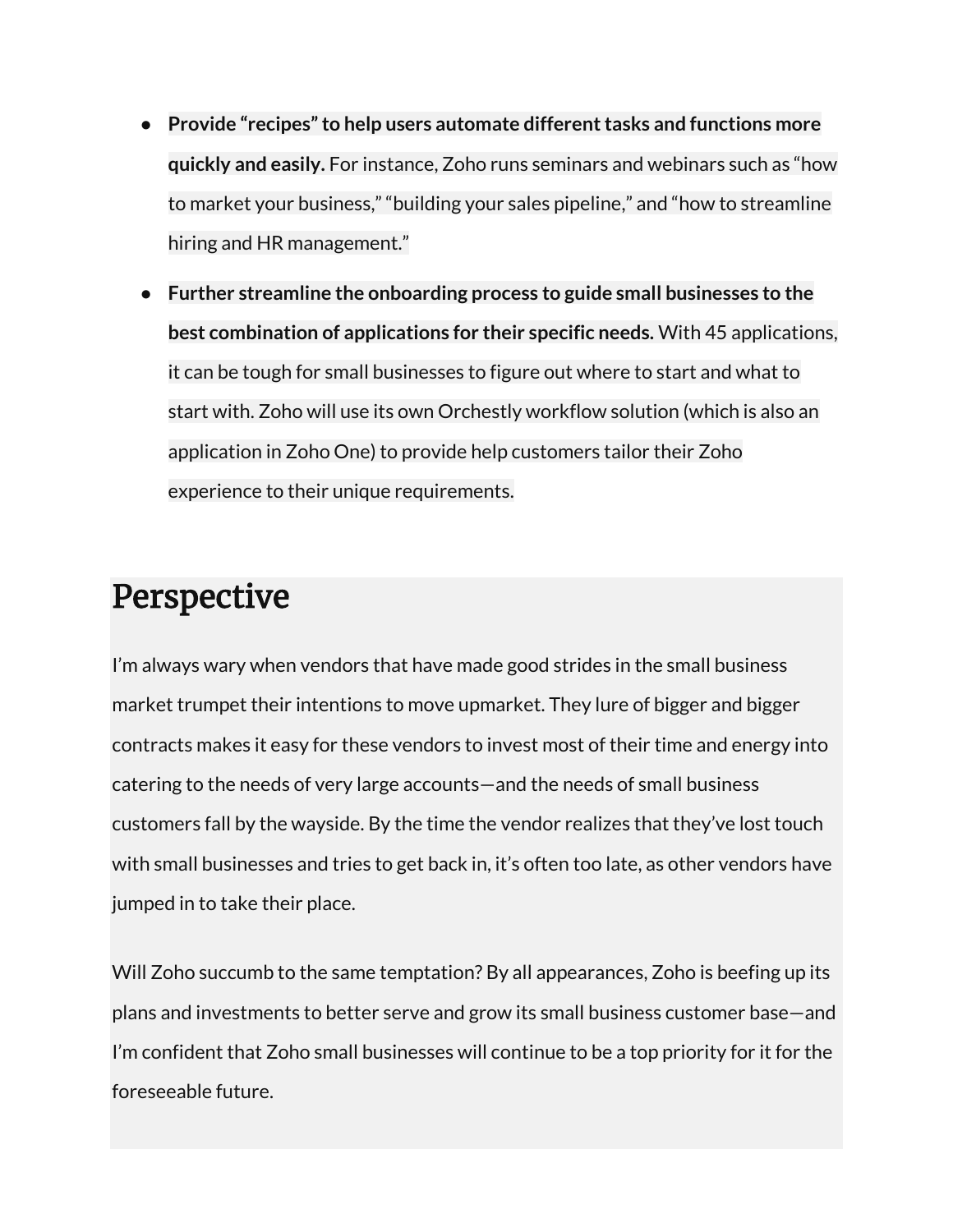- **Provide "recipes" to help users automate different tasks and functions more quickly and easily.** For instance, Zoho runs seminars and webinars such as "how to market your business," "building your sales pipeline," and "how to streamline hiring and HR management."
- **Further streamline the onboarding process to guide small businesses to the best combination of applications for their specific needs.** With 45 applications, it can be tough for small businesses to figure out where to start and what to start with. Zoho will use its own Orchestly workflow solution (which is also an application in Zoho One) to provide help customers tailor their Zoho experience to their unique requirements.

# Perspective

I'm always wary when vendors that have made good strides in the small business market trumpet their intentions to move upmarket. They lure of bigger and bigger contracts makes it easy for these vendors to invest most of their time and energy into catering to the needs of very large accounts—and the needs of small business customers fall by the wayside. By the time the vendor realizes that they've lost touch with small businesses and tries to get back in, it's often too late, as other vendors have jumped in to take their place.

Will Zoho succumb to the same temptation? By all appearances, Zoho is beefing up its plans and investments to better serve and grow its small business customer base—and I'm confident that Zoho small businesses will continue to be a top priority for it for the foreseeable future.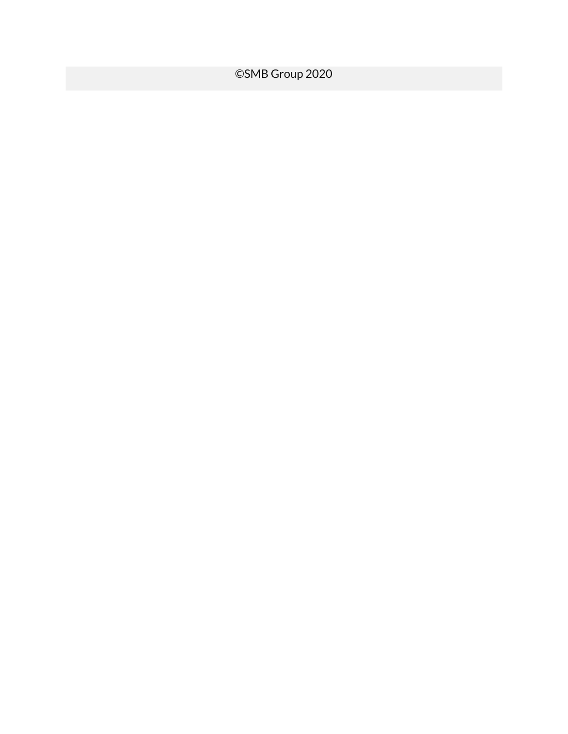©SMB Group 2020